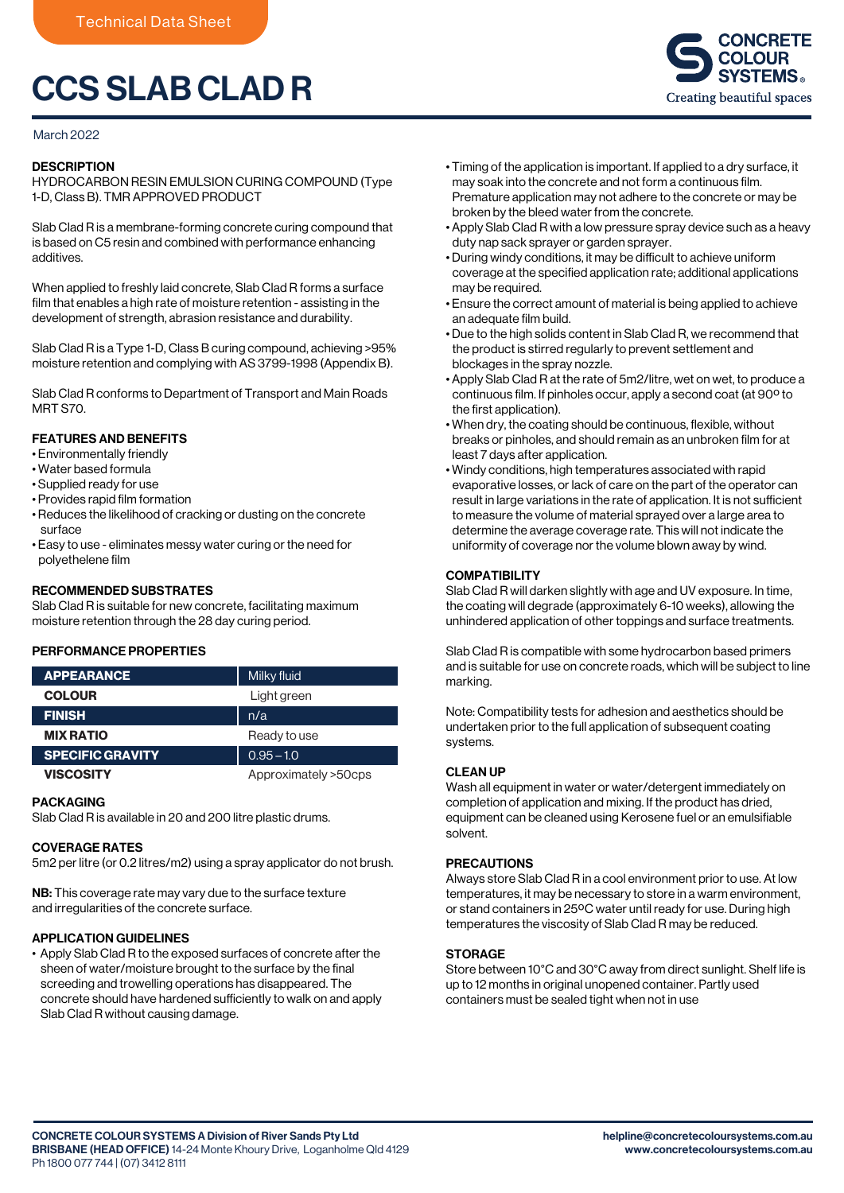Technical Data Sheet

# CCS SLAB CLAD R

CONCRETE COLOUR SYSTEMS
Creating beautiful spaces

March 2022

## DESCRIPTION

HYDROCARBON RESIN EMULSION CURING COMPOUND (Type 1-D, Class B). TMR APPROVED PRODUCT

Slab Clad R is a membrane-forming concrete curing compound that is based on C5 resin and combined with performance enhancing additives.

When applied to freshly laid concrete, Slab Clad R forms a surface film that enables a high rate of moisture retention - assisting in the development of strength, abrasion resistance and durability.

Slab Clad R is a Type 1-D, Class B curing compound, achieving >95% moisture retention and complying with AS 3799-1998 (Appendix B).

Slab Clad R conforms to Department of Transport and Main Roads MRT S70.

## FEATURES AND BENEFITS

- Environmentally friendly
- Water based formula
- Supplied ready for use
- Provides rapid film formation
- Reduces the likelihood of cracking or dusting on the concrete surface
- Easy to use - eliminates messy water curing or the need for polyethelene film

## RECOMMENDED SUBSTRATES

Slab Clad R is suitable for new concrete, facilitating maximum moisture retention through the 28 day curing period.

## PERFORMANCE PROPERTIES

| Property | Value |
| --- | --- |
| **APPEARANCE** | Milky fluid |
| **COLOUR** | Light green |
| **FINISH** | n/a |
| **MIX RATIO** | Ready to use |
| **SPECIFIC GRAVITY** | 0.95 – 1.0 |
| **VISCOSITY** | Approximately >50cps |

## PACKAGING

Slab Clad R is available in 20 and 200 litre plastic drums.

## COVERAGE RATES

5m2 per litre (or 0.2 litres/m2) using a spray applicator do not brush.

**NB:** This coverage rate may vary due to the surface texture and irregularities of the concrete surface.

## APPLICATION GUIDELINES

- Apply Slab Clad R to the exposed surfaces of concrete after the sheen of water/moisture brought to the surface by the final screeding and trowelling operations has disappeared. The concrete should have hardened sufficiently to walk on and apply Slab Clad R without causing damage.
- Timing of the application is important. If applied to a dry surface, it may soak into the concrete and not form a continuous film. Premature application may not adhere to the concrete or may be broken by the bleed water from the concrete.
- Apply Slab Clad R with a low pressure spray device such as a heavy duty nap sack sprayer or garden sprayer.
- During windy conditions, it may be difficult to achieve uniform coverage at the specified application rate; additional applications may be required.
- Ensure the correct amount of material is being applied to achieve an adequate film build.
- Due to the high solids content in Slab Clad R, we recommend that the product is stirred regularly to prevent settlement and blockages in the spray nozzle.
- Apply Slab Clad R at the rate of 5m2/litre, wet on wet, to produce a continuous film. If pinholes occur, apply a second coat (at 90º to the first application).
- When dry, the coating should be continuous, flexible, without breaks or pinholes, and should remain as an unbroken film for at least 7 days after application.
- Windy conditions, high temperatures associated with rapid evaporative losses, or lack of care on the part of the operator can result in large variations in the rate of application. It is not sufficient to measure the volume of material sprayed over a large area to determine the average coverage rate. This will not indicate the uniformity of coverage nor the volume blown away by wind.

## COMPATIBILITY

Slab Clad R will darken slightly with age and UV exposure. In time, the coating will degrade (approximately 6-10 weeks), allowing the unhindered application of other toppings and surface treatments.

Slab Clad R is compatible with some hydrocarbon based primers and is suitable for use on concrete roads, which will be subject to line marking.

Note: Compatibility tests for adhesion and aesthetics should be undertaken prior to the full application of subsequent coating systems.

## CLEAN UP

Wash all equipment in water or water/detergent immediately on completion of application and mixing. If the product has dried, equipment can be cleaned using Kerosene fuel or an emulsifiable solvent.

## PRECAUTIONS

Always store Slab Clad R in a cool environment prior to use. At low temperatures, it may be necessary to store in a warm environment, or stand containers in 25ºC water until ready for use. During high temperatures the viscosity of Slab Clad R may be reduced.

## STORAGE

Store between 10°C and 30°C away from direct sunlight. Shelf life is up to 12 months in original unopened container. Partly used containers must be sealed tight when not in use

**CONCRETE COLOUR SYSTEMS A Division of River Sands Pty Ltd**
**BRISBANE (HEAD OFFICE)** 14-24 Monte Khoury Drive, Loganholme Qld 4129
Ph 1800 077 744 | (07) 3412 8111

**helpline@concretecoloursystems.com.au**
**www.concretecoloursystems.com.au**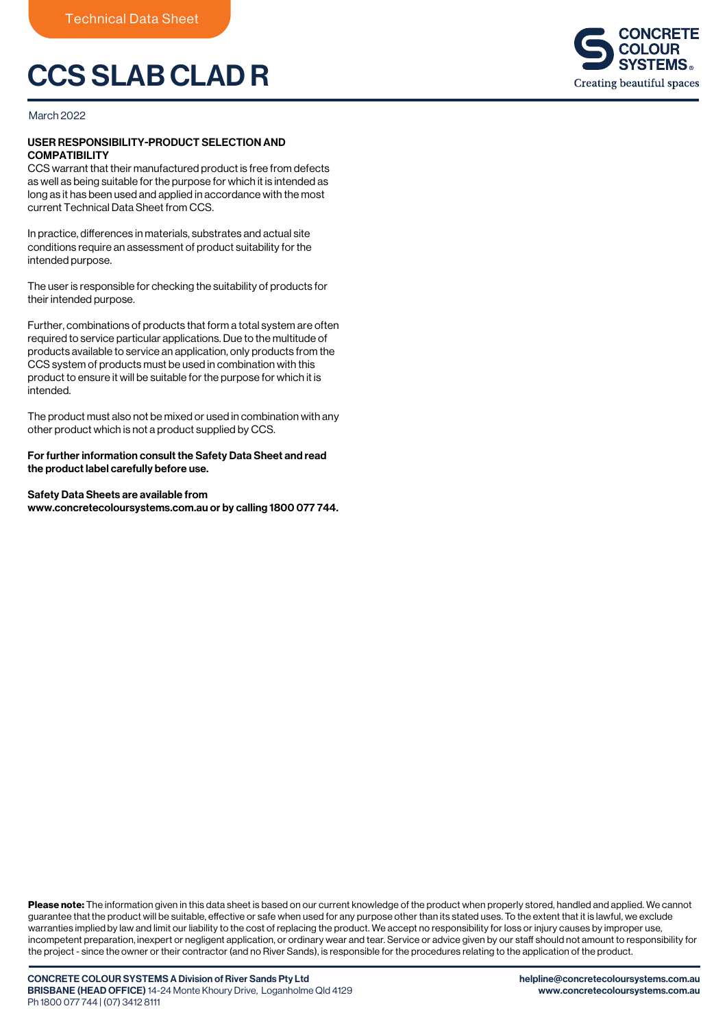# CCS SLAB CLAD R

March 2022

**USER RESPONSIBILITY-PRODUCT SELECTION AND COMPATIBILITY**

CCS warrant that their manufactured product is free from defects as well as being suitable for the purpose for which it is intended as long as it has been used and applied in accordance with the most current Technical Data Sheet from CCS.

In practice, differences in materials, substrates and actual site conditions require an assessment of product suitability for the intended purpose.

The user is responsible for checking the suitability of products for their intended purpose.

Further, combinations of products that form a total system are often required to service particular applications. Due to the multitude of products available to service an application, only products from the CCS system of products must be used in combination with this product to ensure it will be suitable for the purpose for which it is intended.

The product must also not be mixed or used in combination with any other product which is not a product supplied by CCS.

**For further information consult the Safety Data Sheet and read the product label carefully before use.**

**Safety Data Sheets are available from www.concretecoloursystems.com.au or by calling 1800 077 744.**

**Please note:** The information given in this data sheet is based on our current knowledge of the product when properly stored, handled and applied. We cannot guarantee that the product will be suitable, effective or safe when used for any purpose other than its stated uses. To the extent that it is lawful, we exclude warranties implied by law and limit our liability to the cost of replacing the product. We accept no responsibility for loss or injury causes by improper use, incompetent preparation, inexpert or negligent application, or ordinary wear and tear. Service or advice given by our staff should not amount to responsibility for the project - since the owner or their contractor (and no River Sands), is responsible for the procedures relating to the application of the product.

**CONCRETE COLOUR SYSTEMS A Division of River Sands Pty Ltd**
**BRISBANE (HEAD OFFICE)** 14-24 Monte Khoury Drive, Loganholme Qld 4129
Ph 1800 077 744 | (07) 3412 8111

**helpline@concretecoloursystems.com.au**
**www.concretecoloursystems.com.au**